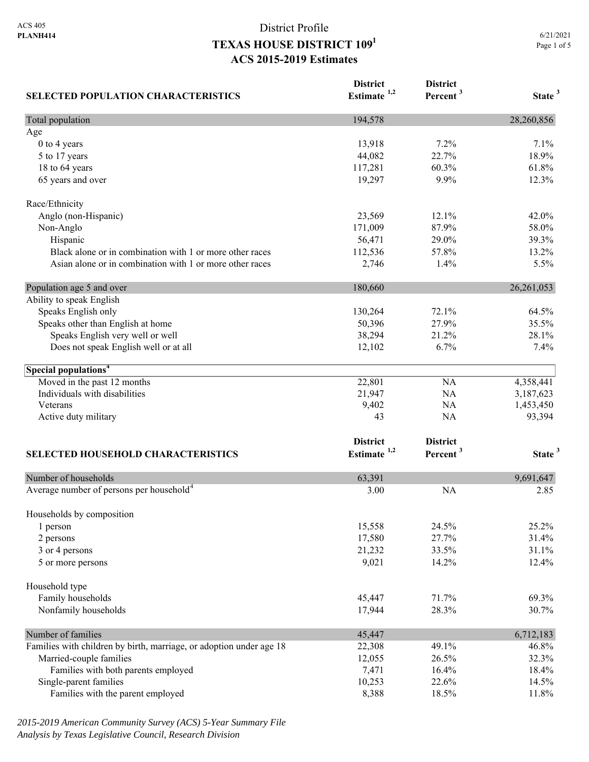ACS 405
**PLANH414**

# District Profile
## TEXAS HOUSE DISTRICT 109[1]
## ACS 2015-2019 Estimates

6/21/2021

| SELECTED POPULATION CHARACTERISTICS | District Estimate [1,2] | District Percent [3] | State [3] |
|---|---|---|---|
| Total population | 194,578 | | 28,260,856 |
| Age | | | |
| 0 to 4 years | 13,918 | 7.2% | 7.1% |
| 5 to 17 years | 44,082 | 22.7% | 18.9% |
| 18 to 64 years | 117,281 | 60.3% | 61.8% |
| 65 years and over | 19,297 | 9.9% | 12.3% |
| Race/Ethnicity | | | |
| Anglo (non-Hispanic) | 23,569 | 12.1% | 42.0% |
| Non-Anglo | 171,009 | 87.9% | 58.0% |
| Hispanic | 56,471 | 29.0% | 39.3% |
| Black alone or in combination with 1 or more other races | 112,536 | 57.8% | 13.2% |
| Asian alone or in combination with 1 or more other races | 2,746 | 1.4% | 5.5% |
| Population age 5 and over | 180,660 | | 26,261,053 |
| Ability to speak English | | | |
| Speaks English only | 130,264 | 72.1% | 64.5% |
| Speaks other than English at home | 50,396 | 27.9% | 35.5% |
| Speaks English very well or well | 38,294 | 21.2% | 28.1% |
| Does not speak English well or at all | 12,102 | 6.7% | 7.4% |
| **Special populations[4]** | | | |
| Moved in the past 12 months | 22,801 | NA | 4,358,441 |
| Individuals with disabilities | 21,947 | NA | 3,187,623 |
| Veterans | 9,402 | NA | 1,453,450 |
| Active duty military | 43 | NA | 93,394 |

| SELECTED HOUSEHOLD CHARACTERISTICS | District Estimate [1,2] | District Percent [3] | State [3] |
|---|---|---|---|
| Number of households | 63,391 | | 9,691,647 |
| Average number of persons per household[4] | 3.00 | NA | 2.85 |
| Households by composition | | | |
| 1 person | 15,558 | 24.5% | 25.2% |
| 2 persons | 17,580 | 27.7% | 31.4% |
| 3 or 4 persons | 21,232 | 33.5% | 31.1% |
| 5 or more persons | 9,021 | 14.2% | 12.4% |
| Household type | | | |
| Family households | 45,447 | 71.7% | 69.3% |
| Nonfamily households | 17,944 | 28.3% | 30.7% |
| Number of families | 45,447 | | 6,712,183 |
| Families with children by birth, marriage, or adoption under age 18 | 22,308 | 49.1% | 46.8% |
| Married-couple families | 12,055 | 26.5% | 32.3% |
| Families with both parents employed | 7,471 | 16.4% | 18.4% |
| Single-parent families | 10,253 | 22.6% | 14.5% |
| Families with the parent employed | 8,388 | 18.5% | 11.8% |

*2015-2019 American Community Survey (ACS) 5-Year Summary File*
*Analysis by Texas Legislative Council, Research Division*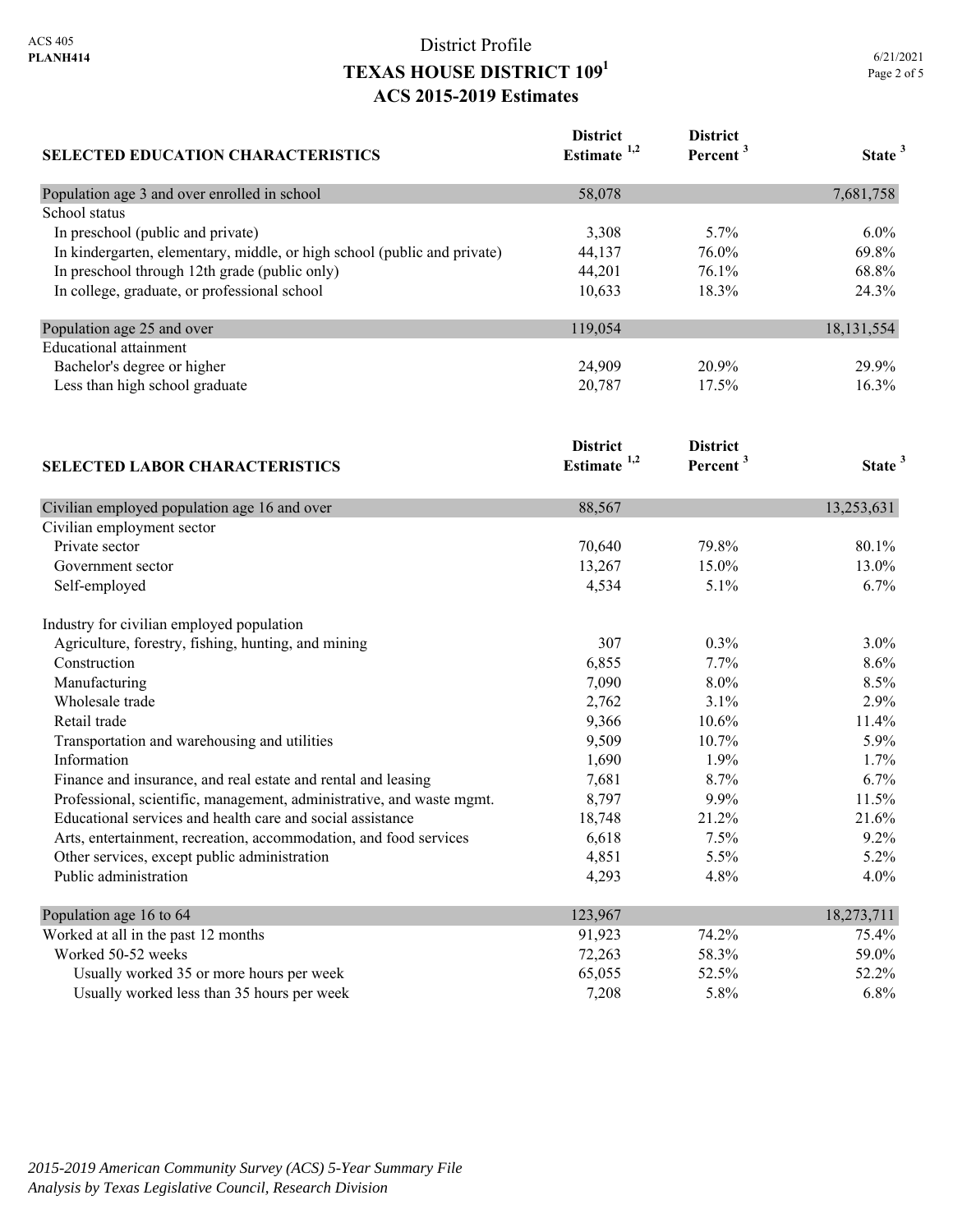District Profile

# TEXAS HOUSE DISTRICT 109[1]

## ACS 2015-2019 Estimates

| SELECTED EDUCATION CHARACTERISTICS | District Estimate [1,2] | District Percent [3] | State [3] |
|---|---|---|---|
| Population age 3 and over enrolled in school | 58,078 | | 7,681,758 |
| School status | | | |
| In preschool (public and private) | 3,308 | 5.7% | 6.0% |
| In kindergarten, elementary, middle, or high school (public and private) | 44,137 | 76.0% | 69.8% |
| In preschool through 12th grade (public only) | 44,201 | 76.1% | 68.8% |
| In college, graduate, or professional school | 10,633 | 18.3% | 24.3% |
| Population age 25 and over | 119,054 | | 18,131,554 |
| Educational attainment | | | |
| Bachelor's degree or higher | 24,909 | 20.9% | 29.9% |
| Less than high school graduate | 20,787 | 17.5% | 16.3% |

| SELECTED LABOR CHARACTERISTICS | District Estimate [1,2] | District Percent [3] | State [3] |
|---|---|---|---|
| Civilian employed population age 16 and over | 88,567 | | 13,253,631 |
| Civilian employment sector | | | |
| Private sector | 70,640 | 79.8% | 80.1% |
| Government sector | 13,267 | 15.0% | 13.0% |
| Self-employed | 4,534 | 5.1% | 6.7% |
| Industry for civilian employed population | | | |
| Agriculture, forestry, fishing, hunting, and mining | 307 | 0.3% | 3.0% |
| Construction | 6,855 | 7.7% | 8.6% |
| Manufacturing | 7,090 | 8.0% | 8.5% |
| Wholesale trade | 2,762 | 3.1% | 2.9% |
| Retail trade | 9,366 | 10.6% | 11.4% |
| Transportation and warehousing and utilities | 9,509 | 10.7% | 5.9% |
| Information | 1,690 | 1.9% | 1.7% |
| Finance and insurance, and real estate and rental and leasing | 7,681 | 8.7% | 6.7% |
| Professional, scientific, management, administrative, and waste mgmt. | 8,797 | 9.9% | 11.5% |
| Educational services and health care and social assistance | 18,748 | 21.2% | 21.6% |
| Arts, entertainment, recreation, accommodation, and food services | 6,618 | 7.5% | 9.2% |
| Other services, except public administration | 4,851 | 5.5% | 5.2% |
| Public administration | 4,293 | 4.8% | 4.0% |
| Population age 16 to 64 | 123,967 | | 18,273,711 |
| Worked at all in the past 12 months | 91,923 | 74.2% | 75.4% |
| Worked 50-52 weeks | 72,263 | 58.3% | 59.0% |
| Usually worked 35 or more hours per week | 65,055 | 52.5% | 52.2% |
| Usually worked less than 35 hours per week | 7,208 | 5.8% | 6.8% |

*2015-2019 American Community Survey (ACS) 5-Year Summary File*
*Analysis by Texas Legislative Council, Research Division*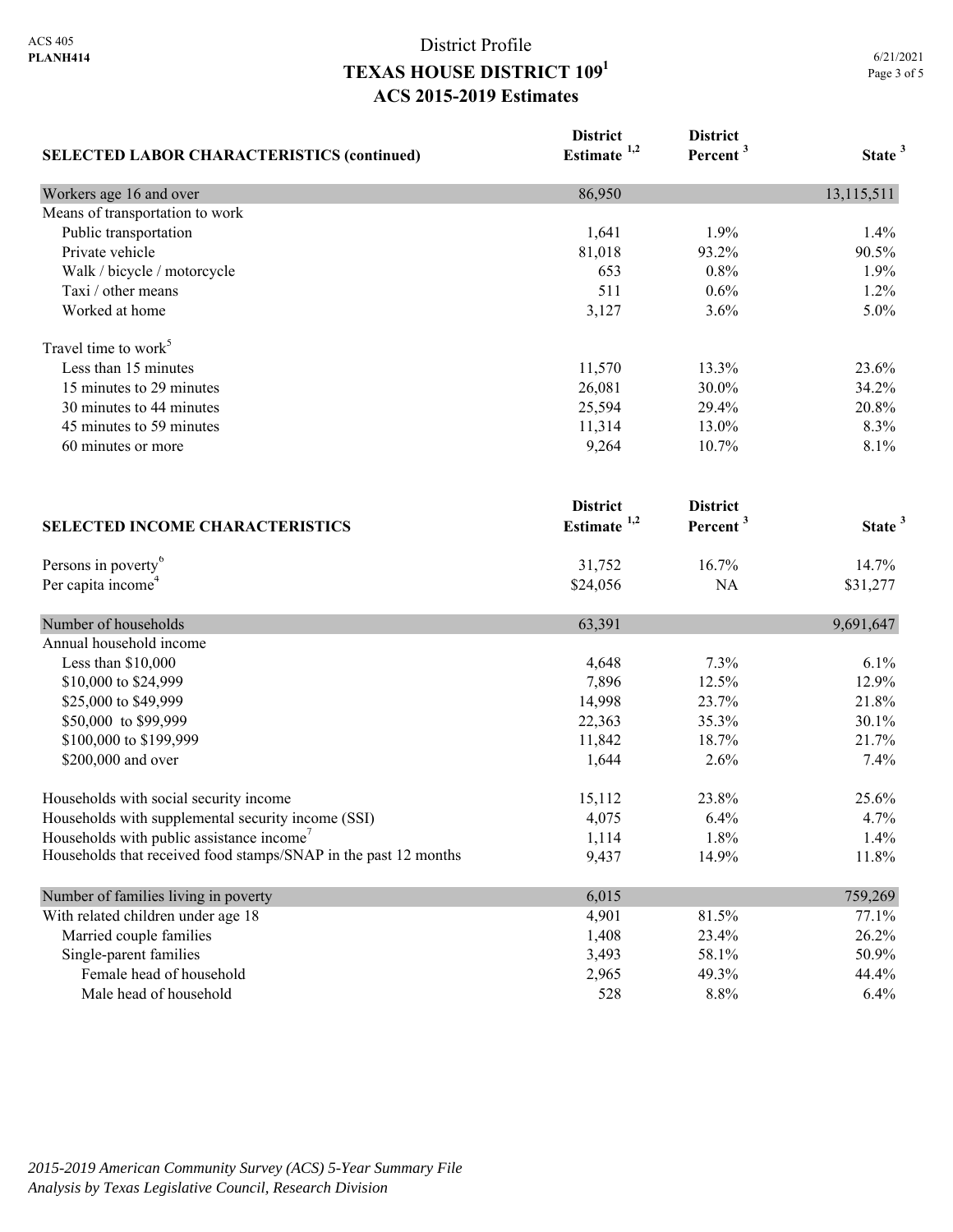ACS 405
**PLANH414**

# District Profile
## TEXAS HOUSE DISTRICT 109[1]
## ACS 2015-2019 Estimates

6/21/2021

| SELECTED LABOR CHARACTERISTICS (continued) | District Estimate [1,2] | District Percent [3] | State [3] |
|---|---|---|---|
| Workers age 16 and over | 86,950 | | 13,115,511 |
| Means of transportation to work | | | |
| Public transportation | 1,641 | 1.9% | 1.4% |
| Private vehicle | 81,018 | 93.2% | 90.5% |
| Walk / bicycle / motorcycle | 653 | 0.8% | 1.9% |
| Taxi / other means | 511 | 0.6% | 1.2% |
| Worked at home | 3,127 | 3.6% | 5.0% |
| Travel time to work[5] | | | |
| Less than 15 minutes | 11,570 | 13.3% | 23.6% |
| 15 minutes to 29 minutes | 26,081 | 30.0% | 34.2% |
| 30 minutes to 44 minutes | 25,594 | 29.4% | 20.8% |
| 45 minutes to 59 minutes | 11,314 | 13.0% | 8.3% |
| 60 minutes or more | 9,264 | 10.7% | 8.1% |

| SELECTED INCOME CHARACTERISTICS | District Estimate [1,2] | District Percent [3] | State [3] |
|---|---|---|---|
| Persons in poverty[6] | 31,752 | 16.7% | 14.7% |
| Per capita income[4] | $24,056 | NA | $31,277 |
| Number of households | 63,391 | | 9,691,647 |
| Annual household income | | | |
| Less than $10,000 | 4,648 | 7.3% | 6.1% |
| $10,000 to $24,999 | 7,896 | 12.5% | 12.9% |
| $25,000 to $49,999 | 14,998 | 23.7% | 21.8% |
| $50,000 to $99,999 | 22,363 | 35.3% | 30.1% |
| $100,000 to $199,999 | 11,842 | 18.7% | 21.7% |
| $200,000 and over | 1,644 | 2.6% | 7.4% |
| Households with social security income | 15,112 | 23.8% | 25.6% |
| Households with supplemental security income (SSI) | 4,075 | 6.4% | 4.7% |
| Households with public assistance income[7] | 1,114 | 1.8% | 1.4% |
| Households that received food stamps/SNAP in the past 12 months | 9,437 | 14.9% | 11.8% |
| Number of families living in poverty | 6,015 | | 759,269 |
| With related children under age 18 | 4,901 | 81.5% | 77.1% |
| Married couple families | 1,408 | 23.4% | 26.2% |
| Single-parent families | 3,493 | 58.1% | 50.9% |
| Female head of household | 2,965 | 49.3% | 44.4% |
| Male head of household | 528 | 8.8% | 6.4% |

*2015-2019 American Community Survey (ACS) 5-Year Summary File*
*Analysis by Texas Legislative Council, Research Division*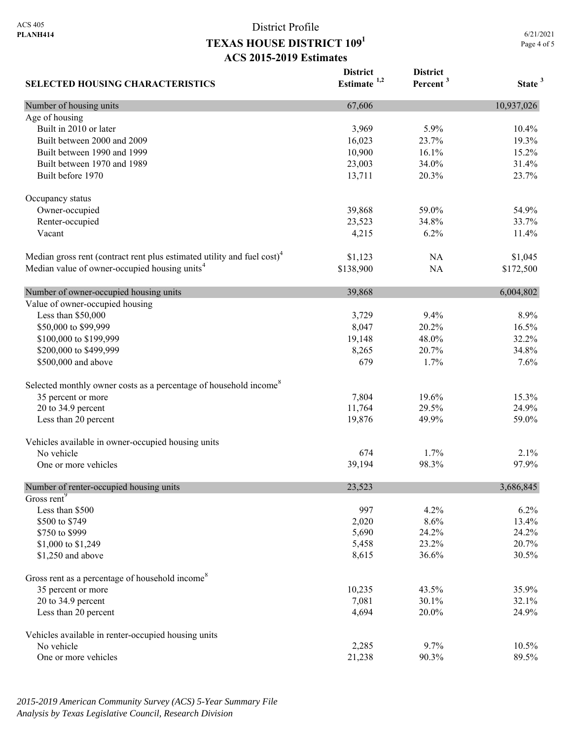ACS 405
**PLANH414**

# District Profile
## TEXAS HOUSE DISTRICT 109[1]
### ACS 2015-2019 Estimates

6/21/2021

| SELECTED HOUSING CHARACTERISTICS | District Estimate [1,2] | District Percent [3] | State [3] |
|---|---|---|---|
| Number of housing units | 67,606 | | 10,937,026 |
| Age of housing | | | |
| Built in 2010 or later | 3,969 | 5.9% | 10.4% |
| Built between 2000 and 2009 | 16,023 | 23.7% | 19.3% |
| Built between 1990 and 1999 | 10,900 | 16.1% | 15.2% |
| Built between 1970 and 1989 | 23,003 | 34.0% | 31.4% |
| Built before 1970 | 13,711 | 20.3% | 23.7% |
| Occupancy status | | | |
| Owner-occupied | 39,868 | 59.0% | 54.9% |
| Renter-occupied | 23,523 | 34.8% | 33.7% |
| Vacant | 4,215 | 6.2% | 11.4% |
| Median gross rent (contract rent plus estimated utility and fuel cost)[4] | $1,123 | NA | $1,045 |
| Median value of owner-occupied housing units[4] | $138,900 | NA | $172,500 |
| Number of owner-occupied housing units | 39,868 | | 6,004,802 |
| Value of owner-occupied housing | | | |
| Less than $50,000 | 3,729 | 9.4% | 8.9% |
| $50,000 to $99,999 | 8,047 | 20.2% | 16.5% |
| $100,000 to $199,999 | 19,148 | 48.0% | 32.2% |
| $200,000 to $499,999 | 8,265 | 20.7% | 34.8% |
| $500,000 and above | 679 | 1.7% | 7.6% |
| Selected monthly owner costs as a percentage of household income[8] | | | |
| 35 percent or more | 7,804 | 19.6% | 15.3% |
| 20 to 34.9 percent | 11,764 | 29.5% | 24.9% |
| Less than 20 percent | 19,876 | 49.9% | 59.0% |
| Vehicles available in owner-occupied housing units | | | |
| No vehicle | 674 | 1.7% | 2.1% |
| One or more vehicles | 39,194 | 98.3% | 97.9% |
| Number of renter-occupied housing units | 23,523 | | 3,686,845 |
| Gross rent[9] | | | |
| Less than $500 | 997 | 4.2% | 6.2% |
| $500 to $749 | 2,020 | 8.6% | 13.4% |
| $750 to $999 | 5,690 | 24.2% | 24.2% |
| $1,000 to $1,249 | 5,458 | 23.2% | 20.7% |
| $1,250 and above | 8,615 | 36.6% | 30.5% |
| Gross rent as a percentage of household income[8] | | | |
| 35 percent or more | 10,235 | 43.5% | 35.9% |
| 20 to 34.9 percent | 7,081 | 30.1% | 32.1% |
| Less than 20 percent | 4,694 | 20.0% | 24.9% |
| Vehicles available in renter-occupied housing units | | | |
| No vehicle | 2,285 | 9.7% | 10.5% |
| One or more vehicles | 21,238 | 90.3% | 89.5% |

*2015-2019 American Community Survey (ACS) 5-Year Summary File*
*Analysis by Texas Legislative Council, Research Division*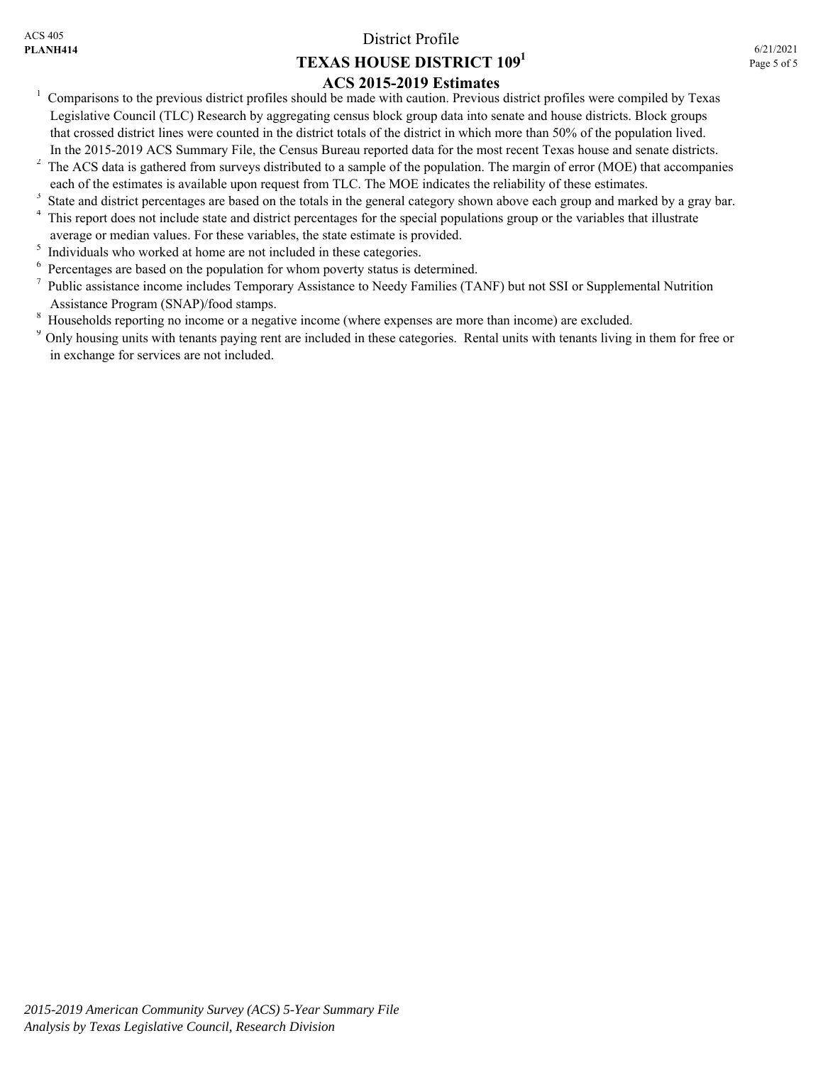# District Profile

## TEXAS HOUSE DISTRICT 109[1]

## ACS 2015-2019 Estimates

[1] Comparisons to the previous district profiles should be made with caution. Previous district profiles were compiled by Texas Legislative Council (TLC) Research by aggregating census block group data into senate and house districts. Block groups that crossed district lines were counted in the district totals of the district in which more than 50% of the population lived. In the 2015-2019 ACS Summary File, the Census Bureau reported data for the most recent Texas house and senate districts.

[2] The ACS data is gathered from surveys distributed to a sample of the population. The margin of error (MOE) that accompanies each of the estimates is available upon request from TLC. The MOE indicates the reliability of these estimates.

[3] State and district percentages are based on the totals in the general category shown above each group and marked by a gray bar.

[4] This report does not include state and district percentages for the special populations group or the variables that illustrate average or median values. For these variables, the state estimate is provided.

[5] Individuals who worked at home are not included in these categories.

[6] Percentages are based on the population for whom poverty status is determined.

[7] Public assistance income includes Temporary Assistance to Needy Families (TANF) but not SSI or Supplemental Nutrition Assistance Program (SNAP)/food stamps.

[8] Households reporting no income or a negative income (where expenses are more than income) are excluded.

[9] Only housing units with tenants paying rent are included in these categories. Rental units with tenants living in them for free or in exchange for services are not included.

*2015-2019 American Community Survey (ACS) 5-Year Summary File*
*Analysis by Texas Legislative Council, Research Division*